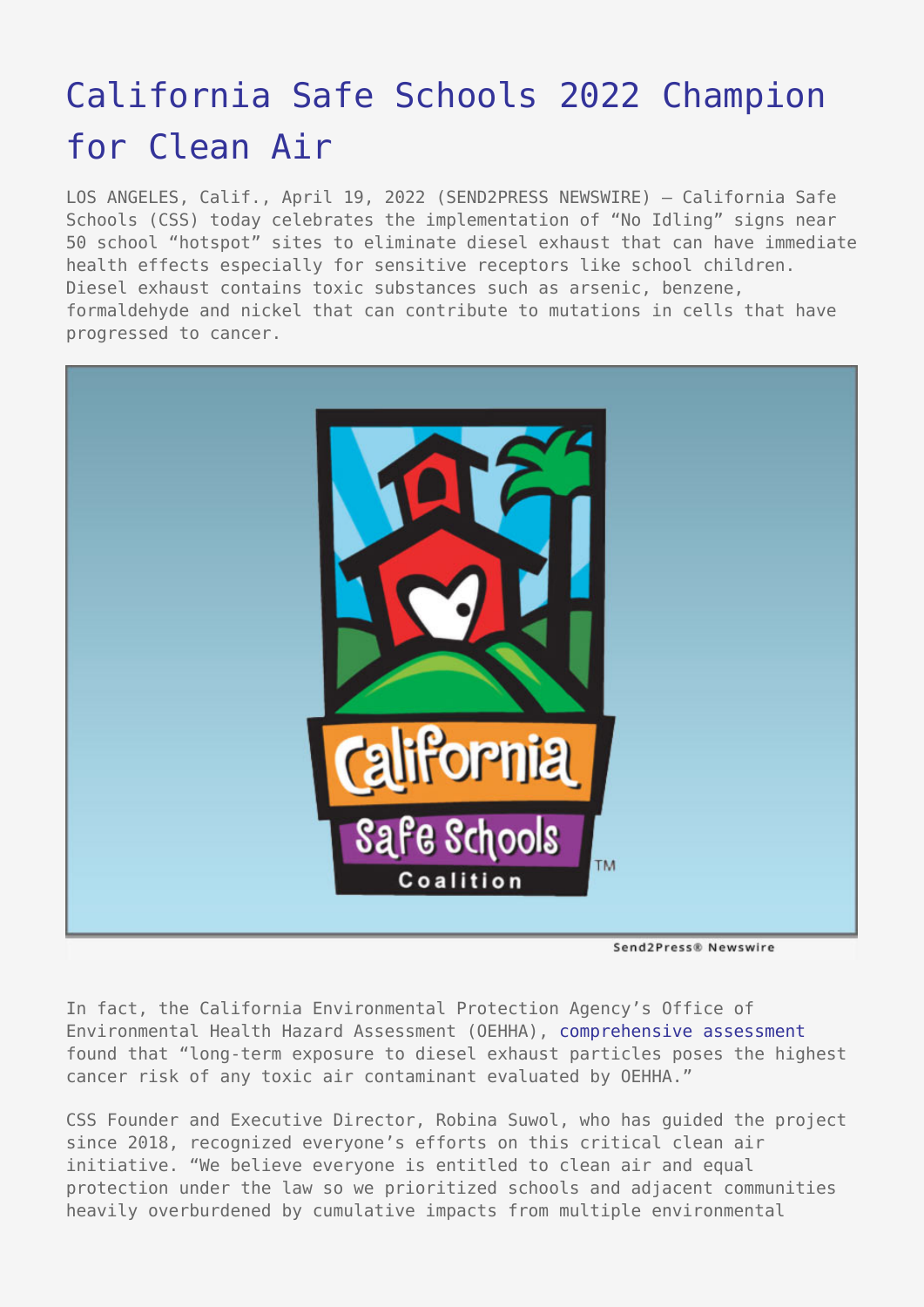# California Safe Schools 2022 Champion for Clean Air

LOS ANGELES, Calif., April 19, 2022 (SEND2PRESS NEWSWIRE) — California Safe Schools (CSS) today celebrates the implementation of "No Idling" signs near 50 school "hotspot" sites to eliminate diesel exhaust that can have immediate health effects especially for sensitive receptors like school children. Diesel exhaust contains toxic substances such as arsenic, benzene, formaldehyde and nickel that can contribute to mutations in cells that have progressed to cancer.

In fact, the California Environmental Protection Agency's Office of Environmental Health Hazard Assessment (OEHHA), comprehensive assessment found that "long-term exposure to diesel exhaust particles poses the highest cancer risk of any toxic air contaminant evaluated by OEHHA."

CSS Founder and Executive Director, Robina Suwol, who has guided the project since 2018, recognized everyone's efforts on this critical clean air initiative. "We believe everyone is entitled to clean air and equal protection under the law so we prioritized schools and adjacent communities heavily overburdened by cumulative impacts from multiple environmental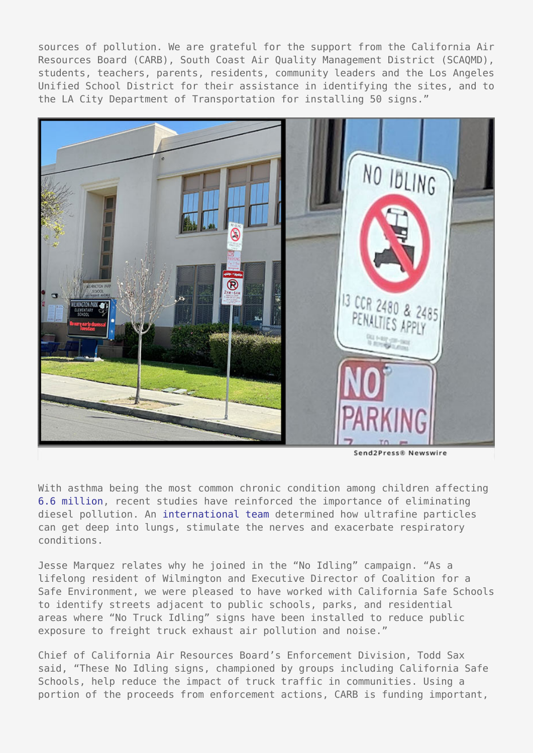sources of pollution. We are grateful for the support from the California Air Resources Board (CARB), South Coast Air Quality Management District (SCAQMD), students, teachers, parents, residents, community leaders and the Los Angeles Unified School District for their assistance in identifying the sites, and to the LA City Department of Transportation for installing 50 signs."

With asthma being the most common chronic condition among children affecting 6.6 million, recent studies have reinforced the importance of eliminating diesel pollution. An international team determined how ultrafine particles can get deep into lungs, stimulate the nerves and exacerbate respiratory conditions.

Jesse Marquez relates why he joined in the "No Idling" campaign. "As a lifelong resident of Wilmington and Executive Director of Coalition for a Safe Environment, we were pleased to have worked with California Safe Schools to identify streets adjacent to public schools, parks, and residential areas where "No Truck Idling" signs have been installed to reduce public exposure to freight truck exhaust air pollution and noise."

Chief of California Air Resources Board's Enforcement Division, Todd Sax said, "These No Idling signs, championed by groups including California Safe Schools, help reduce the impact of truck traffic in communities. Using a portion of the proceeds from enforcement actions, CARB is funding important,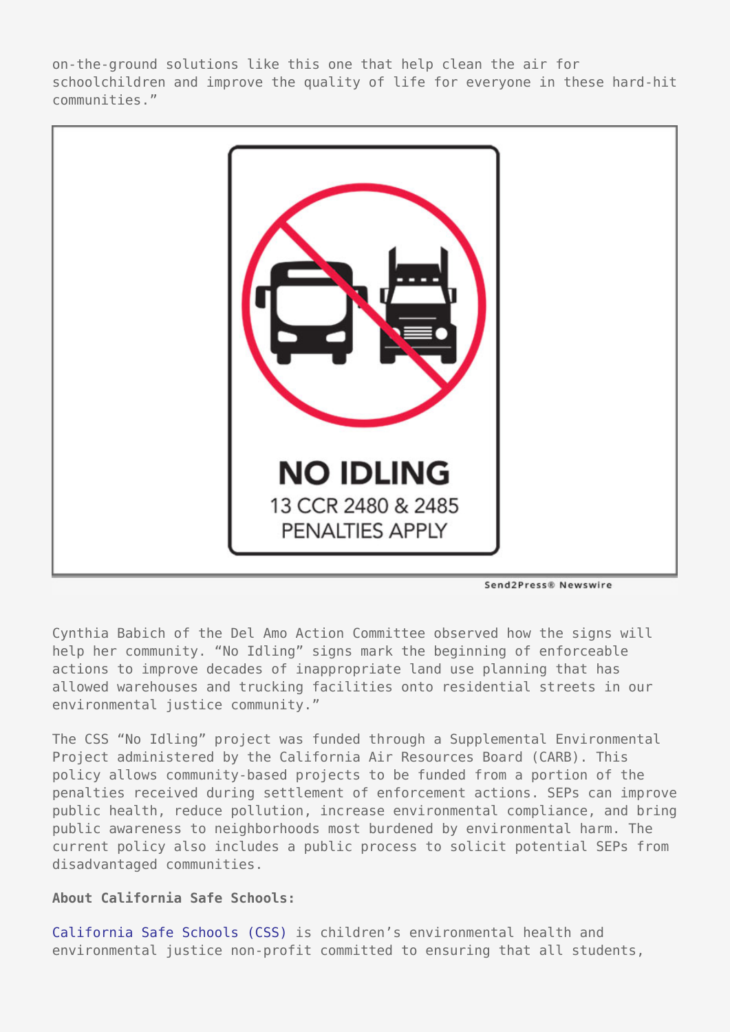on-the-ground solutions like this one that help clean the air for schoolchildren and improve the quality of life for everyone in these hard-hit communities."

NO IDLING
13 CCR 2480 & 2485
PENALTIES APPLY

Send2Press® Newswire

Cynthia Babich of the Del Amo Action Committee observed how the signs will help her community. "No Idling" signs mark the beginning of enforceable actions to improve decades of inappropriate land use planning that has allowed warehouses and trucking facilities onto residential streets in our environmental justice community."

The CSS "No Idling" project was funded through a Supplemental Environmental Project administered by the California Air Resources Board (CARB). This policy allows community-based projects to be funded from a portion of the penalties received during settlement of enforcement actions. SEPs can improve public health, reduce pollution, increase environmental compliance, and bring public awareness to neighborhoods most burdened by environmental harm. The current policy also includes a public process to solicit potential SEPs from disadvantaged communities.

**About California Safe Schools:**

California Safe Schools (CSS) is children's environmental health and environmental justice non-profit committed to ensuring that all students,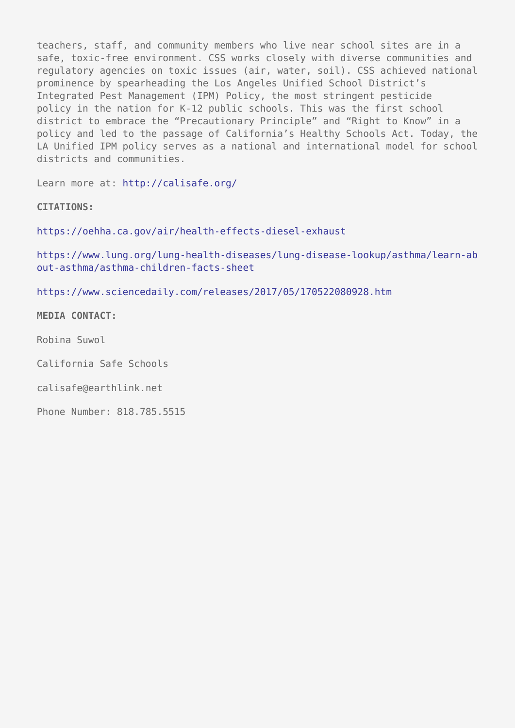teachers, staff, and community members who live near school sites are in a safe, toxic-free environment. CSS works closely with diverse communities and regulatory agencies on toxic issues (air, water, soil). CSS achieved national prominence by spearheading the Los Angeles Unified School District's Integrated Pest Management (IPM) Policy, the most stringent pesticide policy in the nation for K-12 public schools. This was the first school district to embrace the "Precautionary Principle" and "Right to Know" in a policy and led to the passage of California's Healthy Schools Act. Today, the LA Unified IPM policy serves as a national and international model for school districts and communities.

Learn more at: http://calisafe.org/

**CITATIONS:**

https://oehha.ca.gov/air/health-effects-diesel-exhaust

https://www.lung.org/lung-health-diseases/lung-disease-lookup/asthma/learn-about-asthma/asthma-children-facts-sheet

https://www.sciencedaily.com/releases/2017/05/170522080928.htm

**MEDIA CONTACT:**

Robina Suwol

California Safe Schools

calisafe@earthlink.net

Phone Number: 818.785.5515